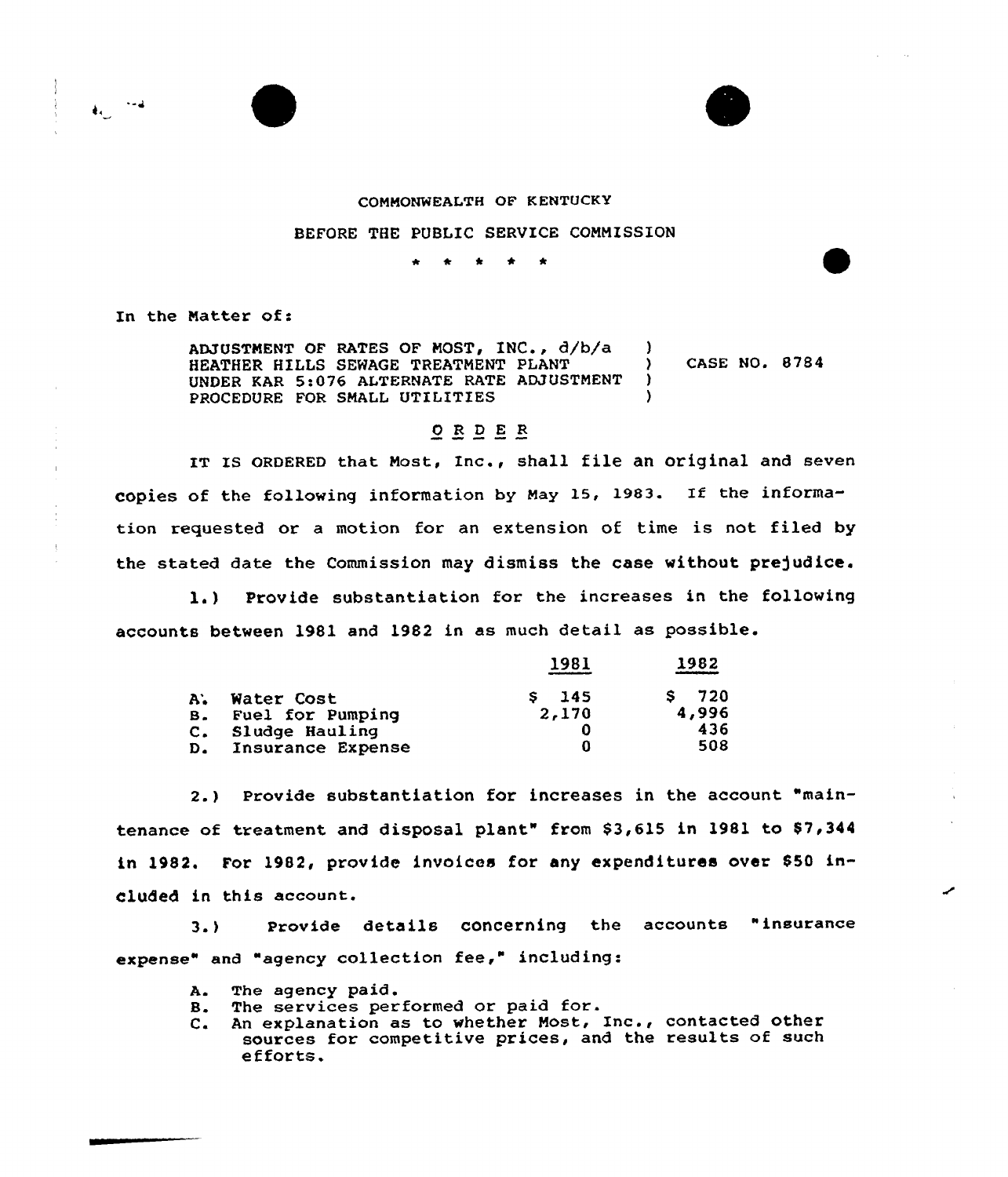COMMONWEALTH OF KENTUCKY

BEFORE THE PUBLIC SERVICE COMMISSION

\* \* \* \* \*

In the Matter of:

ADJUSTMENT OF RATES OF MOST, INC., d/b/a HEATHER HILLS SEWAGE TREATMENT PLANT UNDER KAR 5:076 ALTERNATE RATE ADJUSTMENT PROCEDURE FOR SMALL UTILITIES ) CASE NO. 8784

## O R D E R

IT IS ORDERED that Most, Inc., shall file an original and seven copies of the following information by May 15, 1983. If the information requested or a motion for an extension of time is not filed by the stated date the Commission may dismiss the case without prejudice.

1.) Provide substantiation for the increases in the following accounts between 1981 and 1982 in as much detail as possible.

| | 1981 | 1982 |
|---|---|---|
| A. Water Cost | $ 145 | $ 720 |
| B. Fuel for Pumping | 2,170 | 4,996 |
| C. Sludge Hauling | 0 | 436 |
| D. Insurance Expense | 0 | 508 |

2.) Provide substantiation for increases in the account "maintenance of treatment and disposal plant" from $3,615 in 1981 to $7,344 in 1982. For 1982, provide invoices for any expenditures over $50 included in this account.

3.) Provide details concerning the accounts "insurance expense" and "agency collection fee," including:

A. The agency paid.
B. The services performed or paid for.
C. An explanation as to whether Most, Inc., contacted other sources for competitive prices, and the results of such efforts.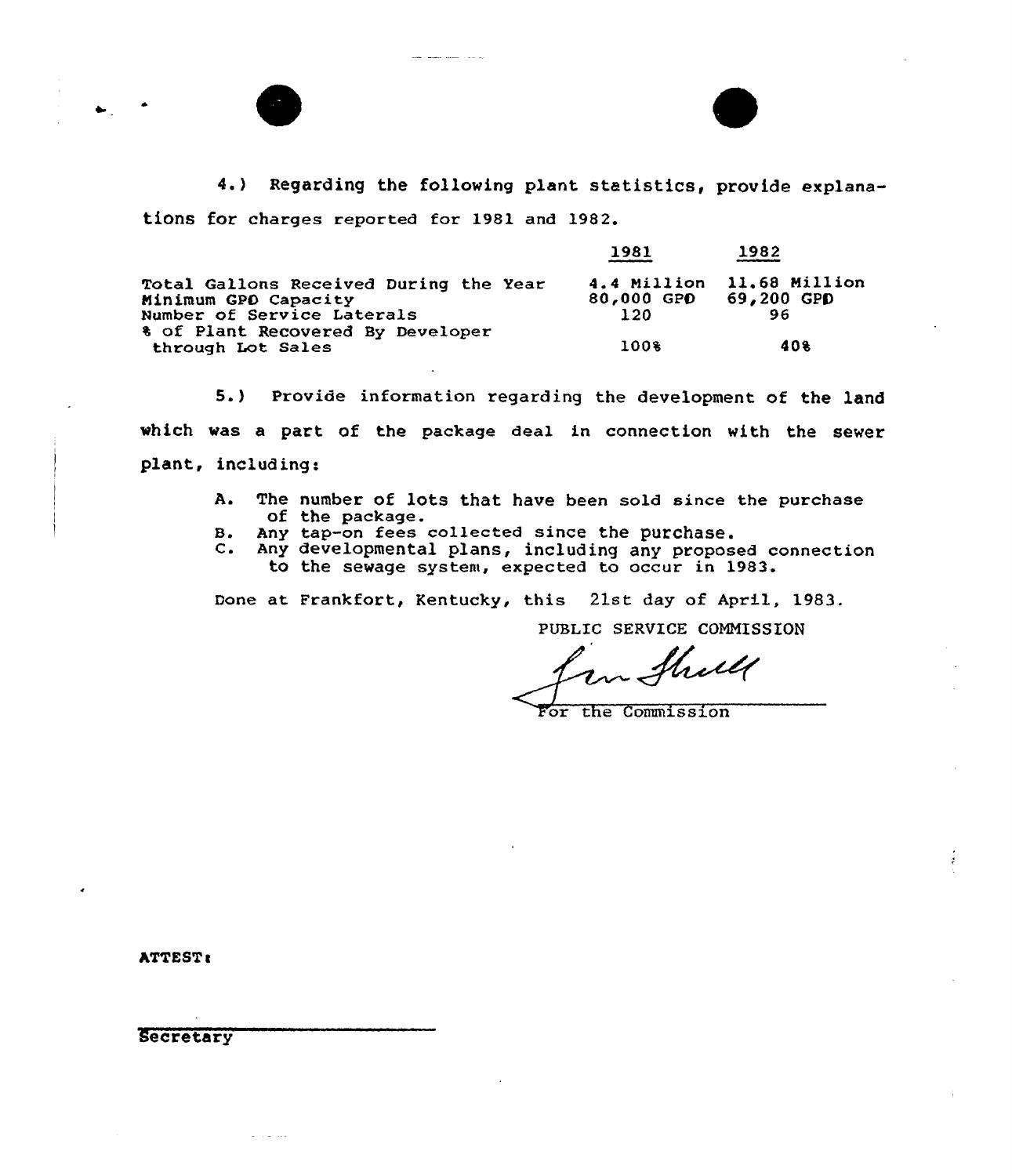4.) Regarding the following plant statistics, provide explanations for charges reported for 1981 and 1982.

| | 1981 | 1982 |
|---|---|---|
| Total Gallons Received During the Year | 4.4 Million | 11.68 Million |
| Minimum GPD Capacity | 80,000 GPD | 69,200 GPD |
| Number of Service Laterals | 120 | 96 |
| % of Plant Recovered By Developer through Lot Sales | 100% | 40% |

5.) Provide information regarding the development of the land which was a part of the package deal in connection with the sewer plant, including:

A. The number of lots that have been sold since the purchase of the package.
B. Any tap-on fees collected since the purchase.
C. Any developmental plans, including any proposed connection to the sewage system, expected to occur in 1983.

Done at Frankfort, Kentucky, this 21st day of April, 1983.

PUBLIC SERVICE COMMISSION

For the Commission

ATTEST:

Secretary